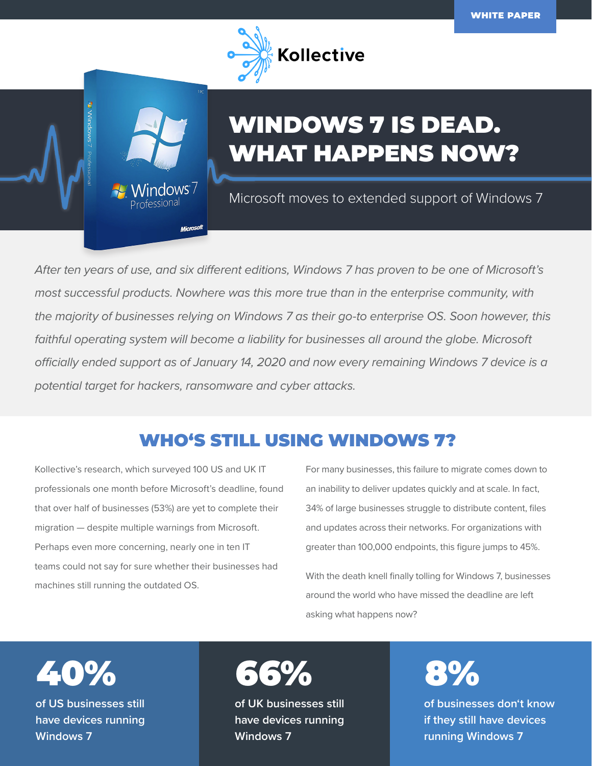WHITE PAPER

Kollective

# WINDOWS 7 IS DEAD. WHAT HAPPENS NOW?

Microsoft moves to extended support of Windows 7

*After ten years of use, and six different editions, Windows 7 has proven to be one of Microsoft's most successful products. Nowhere was this more true than in the enterprise community, with the majority of businesses relying on Windows 7 as their go-to enterprise OS. Soon however, this faithful operating system will become a liability for businesses all around the globe. Microsoft officially ended support as of January 14, 2020 and now every remaining Windows 7 device is a potential target for hackers, ransomware and cyber attacks.*

## WHO'S STILL USING WINDOWS 7?

Kollective's research, which surveyed 100 US and UK IT professionals one month before Microsoft's deadline, found that over half of businesses (53%) are yet to complete their migration — despite multiple warnings from Microsoft. Perhaps even more concerning, nearly one in ten IT teams could not say for sure whether their businesses had machines still running the outdated OS.

For many businesses, this failure to migrate comes down to an inability to deliver updates quickly and at scale. In fact, 34% of large businesses struggle to distribute content, files and updates across their networks. For organizations with greater than 100,000 endpoints, this figure jumps to 45%.

With the death knell finally tolling for Windows 7, businesses around the world who have missed the deadline are left asking what happens now?

**40%** of US businesses still have devices running Windows 7

**66%** of UK businesses still have devices running Windows 7

**8%** of businesses don't know if they still have devices running Windows 7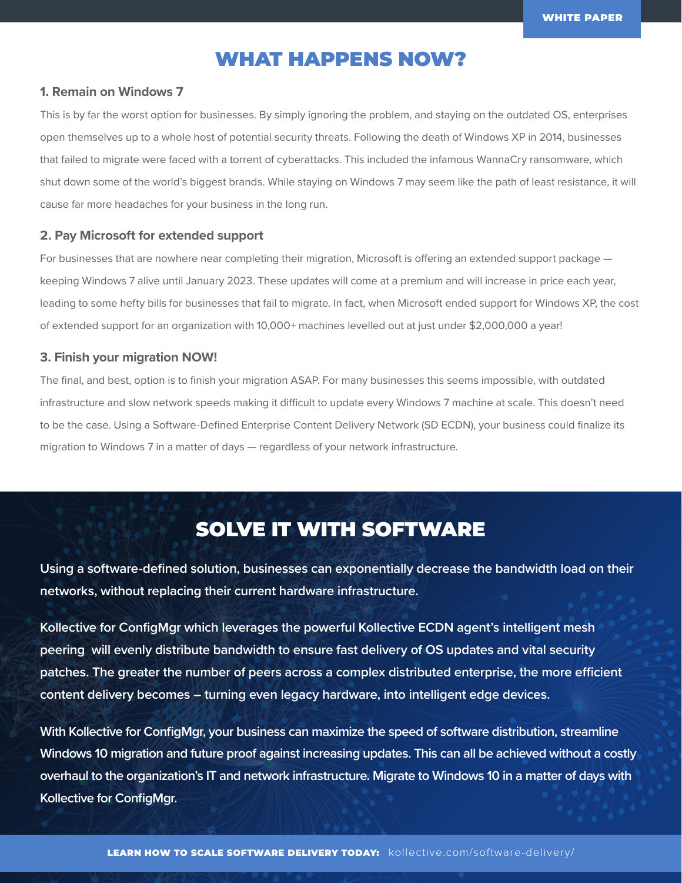## WHAT HAPPENS NOW?

### 1. Remain on Windows 7

This is by far the worst option for businesses. By simply ignoring the problem, and staying on the outdated OS, enterprises open themselves up to a whole host of potential security threats. Following the death of Windows XP in 2014, businesses that failed to migrate were faced with a torrent of cyberattacks. This included the infamous WannaCry ransomware, which shut down some of the world's biggest brands. While staying on Windows 7 may seem like the path of least resistance, it will cause far more headaches for your business in the long run.

### 2. Pay Microsoft for extended support

For businesses that are nowhere near completing their migration, Microsoft is offering an extended support package — keeping Windows 7 alive until January 2023. These updates will come at a premium and will increase in price each year, leading to some hefty bills for businesses that fail to migrate. In fact, when Microsoft ended support for Windows XP, the cost of extended support for an organization with 10,000+ machines levelled out at just under $2,000,000 a year!

### 3. Finish your migration NOW!

The final, and best, option is to finish your migration ASAP. For many businesses this seems impossible, with outdated infrastructure and slow network speeds making it difficult to update every Windows 7 machine at scale. This doesn't need to be the case. Using a Software-Defined Enterprise Content Delivery Network (SD ECDN), your business could finalize its migration to Windows 7 in a matter of days — regardless of your network infrastructure.

## SOLVE IT WITH SOFTWARE

**Using a software-defined solution, businesses can exponentially decrease the bandwidth load on their networks, without replacing their current hardware infrastructure.**

**Kollective for ConfigMgr which leverages the powerful Kollective ECDN agent's intelligent mesh peering will evenly distribute bandwidth to ensure fast delivery of OS updates and vital security patches. The greater the number of peers across a complex distributed enterprise, the more efficient content delivery becomes – turning even legacy hardware, into intelligent edge devices.**

**With Kollective for ConfigMgr, your business can maximize the speed of software distribution, streamline Windows 10 migration and future proof against increasing updates. This can all be achieved without a costly overhaul to the organization's IT and network infrastructure. Migrate to Windows 10 in a matter of days with Kollective for ConfigMgr.**

**LEARN HOW TO SCALE SOFTWARE DELIVERY TODAY:** kollective.com/software-delivery/